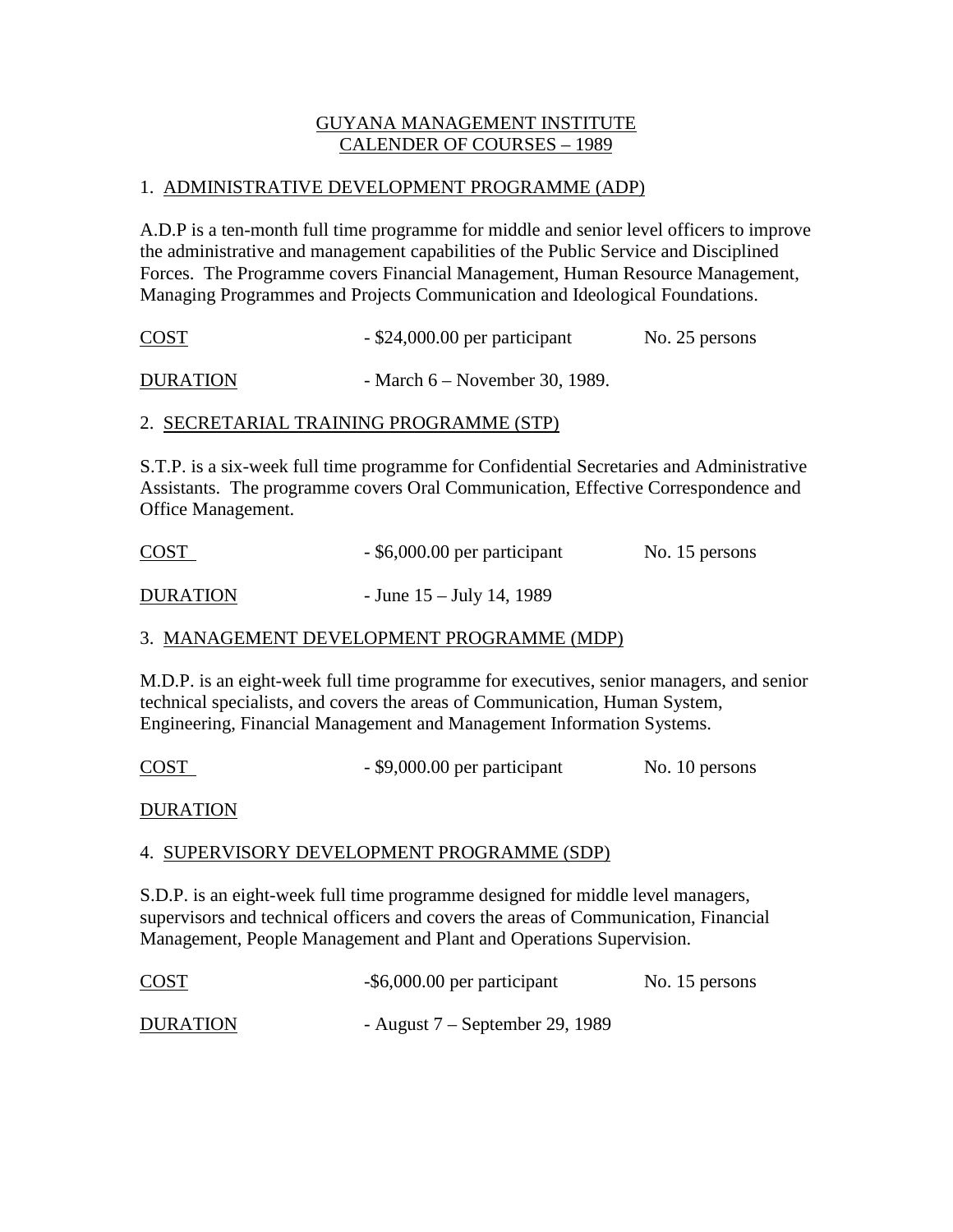# GUYANA MANAGEMENT INSTITUTE
## CALENDER OF COURSES – 1989

### 1. ADMINISTRATIVE DEVELOPMENT PROGRAMME (ADP)

A.D.P is a ten-month full time programme for middle and senior level officers to improve the administrative and management capabilities of the Public Service and Disciplined Forces. The Programme covers Financial Management, Human Resource Management, Managing Programmes and Projects Communication and Ideological Foundations.

COST - $24,000.00 per participant No. 25 persons

DURATION - March 6 – November 30, 1989.

### 2. SECRETARIAL TRAINING PROGRAMME (STP)

S.T.P. is a six-week full time programme for Confidential Secretaries and Administrative Assistants. The programme covers Oral Communication, Effective Correspondence and Office Management.

COST - $6,000.00 per participant No. 15 persons

DURATION - June 15 – July 14, 1989

### 3. MANAGEMENT DEVELOPMENT PROGRAMME (MDP)

M.D.P. is an eight-week full time programme for executives, senior managers, and senior technical specialists, and covers the areas of Communication, Human System, Engineering, Financial Management and Management Information Systems.

COST - $9,000.00 per participant No. 10 persons

DURATION

### 4. SUPERVISORY DEVELOPMENT PROGRAMME (SDP)

S.D.P. is an eight-week full time programme designed for middle level managers, supervisors and technical officers and covers the areas of Communication, Financial Management, People Management and Plant and Operations Supervision.

COST -$6,000.00 per participant No. 15 persons

DURATION - August 7 – September 29, 1989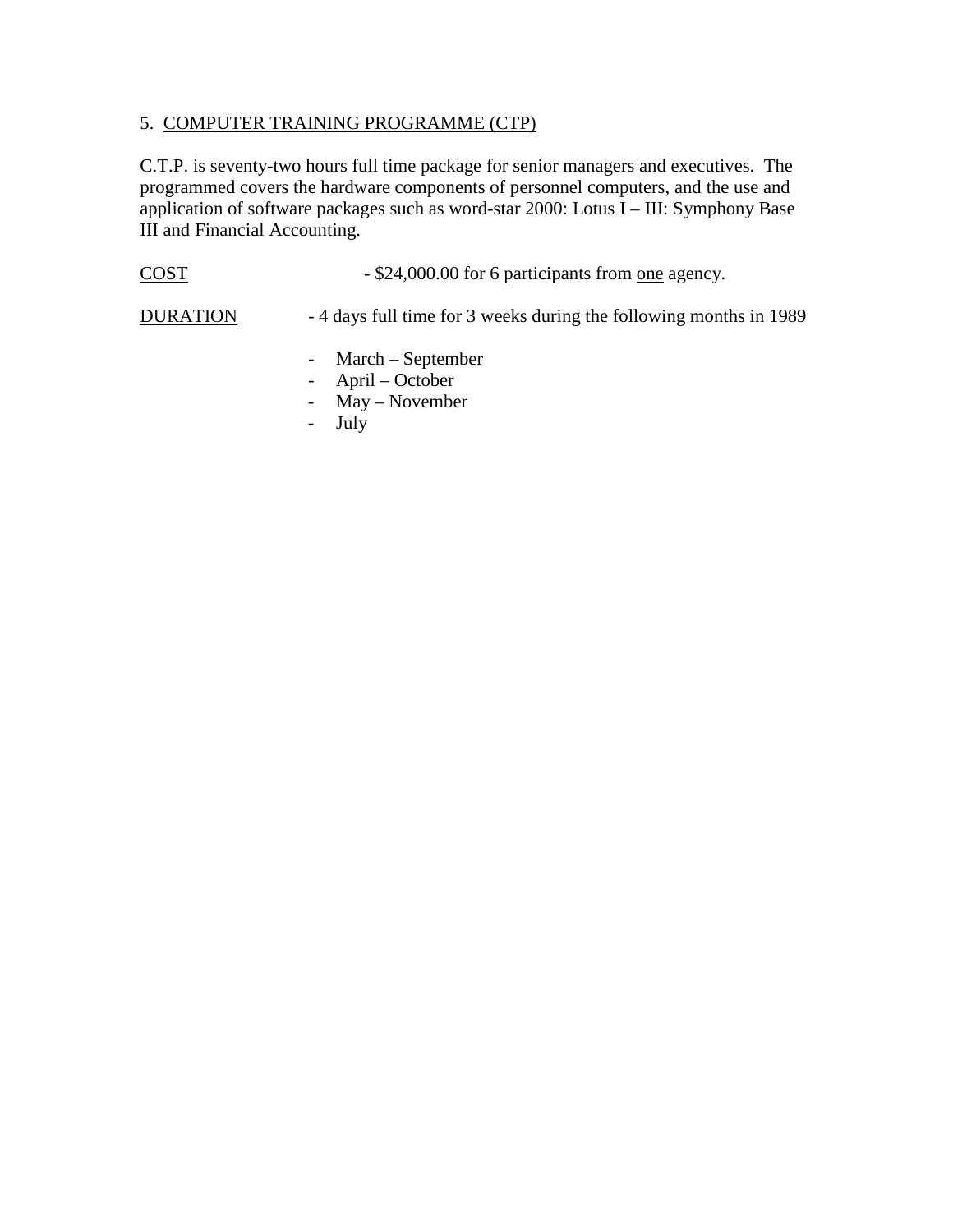5. <u>COMPUTER TRAINING PROGRAMME (CTP)</u>

C.T.P. is seventy-two hours full time package for senior managers and executives. The programmed covers the hardware components of personnel computers, and the use and application of software packages such as word-star 2000: Lotus I – III: Symphony Base III and Financial Accounting.

<u>COST</u> - $24,000.00 for 6 participants from <u>one</u> agency.

<u>DURATION</u> - 4 days full time for 3 weeks during the following months in 1989

- March – September
- April – October
- May – November
- July